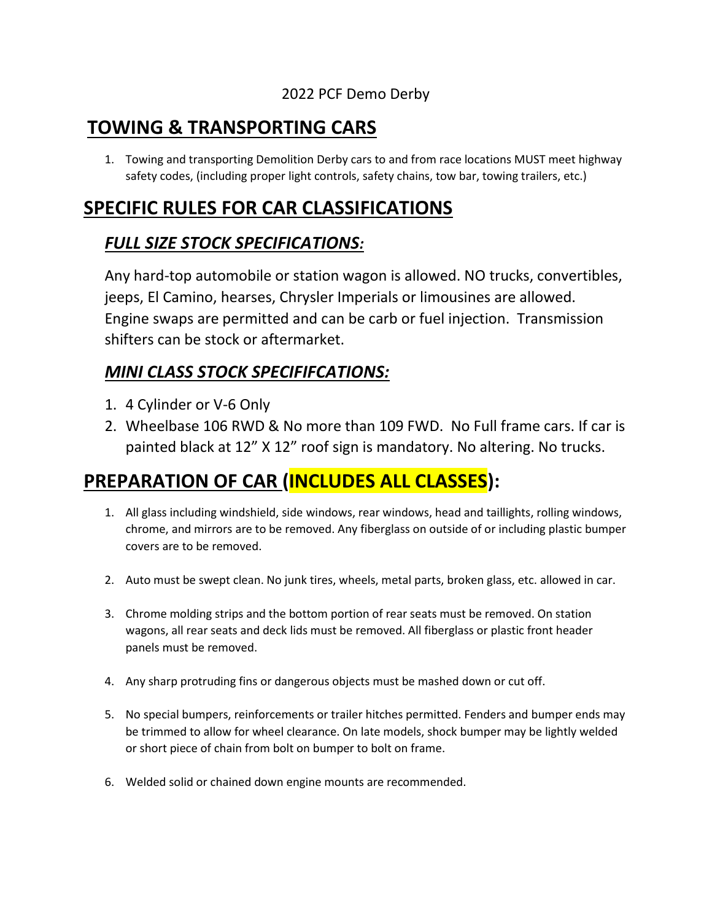2022 PCF Demo Derby

# TOWING & TRANSPORTING CARS

1. Towing and transporting Demolition Derby cars to and from race locations MUST meet highway safety codes, (including proper light controls, safety chains, tow bar, towing trailers, etc.)

# SPECIFIC RULES FOR CAR CLASSIFICATIONS

## *FULL SIZE STOCK SPECIFICATIONS:*

Any hard-top automobile or station wagon is allowed. NO trucks, convertibles, jeeps, El Camino, hearses, Chrysler Imperials or limousines are allowed. Engine swaps are permitted and can be carb or fuel injection. Transmission shifters can be stock or aftermarket.

## *MINI CLASS STOCK SPECIFIFCATIONS:*

1. 4 Cylinder or V-6 Only
2. Wheelbase 106 RWD & No more than 109 FWD. No Full frame cars. If car is painted black at 12" X 12" roof sign is mandatory. No altering. No trucks.

# PREPARATION OF CAR (INCLUDES ALL CLASSES):

1. All glass including windshield, side windows, rear windows, head and taillights, rolling windows, chrome, and mirrors are to be removed. Any fiberglass on outside of or including plastic bumper covers are to be removed.

2. Auto must be swept clean. No junk tires, wheels, metal parts, broken glass, etc. allowed in car.

3. Chrome molding strips and the bottom portion of rear seats must be removed. On station wagons, all rear seats and deck lids must be removed. All fiberglass or plastic front header panels must be removed.

4. Any sharp protruding fins or dangerous objects must be mashed down or cut off.

5. No special bumpers, reinforcements or trailer hitches permitted. Fenders and bumper ends may be trimmed to allow for wheel clearance. On late models, shock bumper may be lightly welded or short piece of chain from bolt on bumper to bolt on frame.

6. Welded solid or chained down engine mounts are recommended.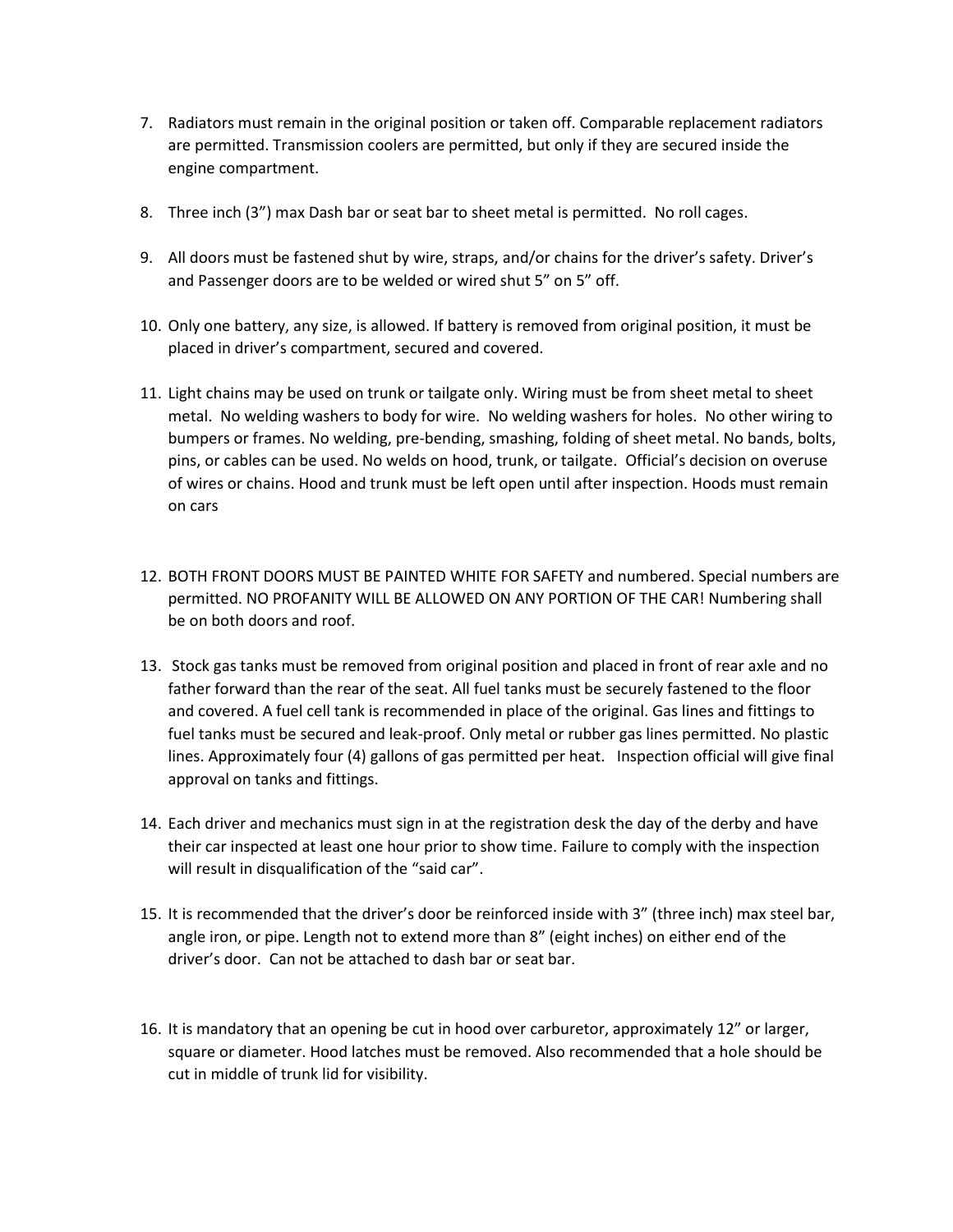7. Radiators must remain in the original position or taken off. Comparable replacement radiators are permitted. Transmission coolers are permitted, but only if they are secured inside the engine compartment.

8. Three inch (3") max Dash bar or seat bar to sheet metal is permitted. No roll cages.

9. All doors must be fastened shut by wire, straps, and/or chains for the driver's safety. Driver's and Passenger doors are to be welded or wired shut 5" on 5" off.

10. Only one battery, any size, is allowed. If battery is removed from original position, it must be placed in driver's compartment, secured and covered.

11. Light chains may be used on trunk or tailgate only. Wiring must be from sheet metal to sheet metal. No welding washers to body for wire. No welding washers for holes. No other wiring to bumpers or frames. No welding, pre-bending, smashing, folding of sheet metal. No bands, bolts, pins, or cables can be used. No welds on hood, trunk, or tailgate. Official's decision on overuse of wires or chains. Hood and trunk must be left open until after inspection. Hoods must remain on cars

12. BOTH FRONT DOORS MUST BE PAINTED WHITE FOR SAFETY and numbered. Special numbers are permitted. NO PROFANITY WILL BE ALLOWED ON ANY PORTION OF THE CAR! Numbering shall be on both doors and roof.

13. Stock gas tanks must be removed from original position and placed in front of rear axle and no father forward than the rear of the seat. All fuel tanks must be securely fastened to the floor and covered. A fuel cell tank is recommended in place of the original. Gas lines and fittings to fuel tanks must be secured and leak-proof. Only metal or rubber gas lines permitted. No plastic lines. Approximately four (4) gallons of gas permitted per heat. Inspection official will give final approval on tanks and fittings.

14. Each driver and mechanics must sign in at the registration desk the day of the derby and have their car inspected at least one hour prior to show time. Failure to comply with the inspection will result in disqualification of the "said car".

15. It is recommended that the driver's door be reinforced inside with 3" (three inch) max steel bar, angle iron, or pipe. Length not to extend more than 8" (eight inches) on either end of the driver's door. Can not be attached to dash bar or seat bar.

16. It is mandatory that an opening be cut in hood over carburetor, approximately 12" or larger, square or diameter. Hood latches must be removed. Also recommended that a hole should be cut in middle of trunk lid for visibility.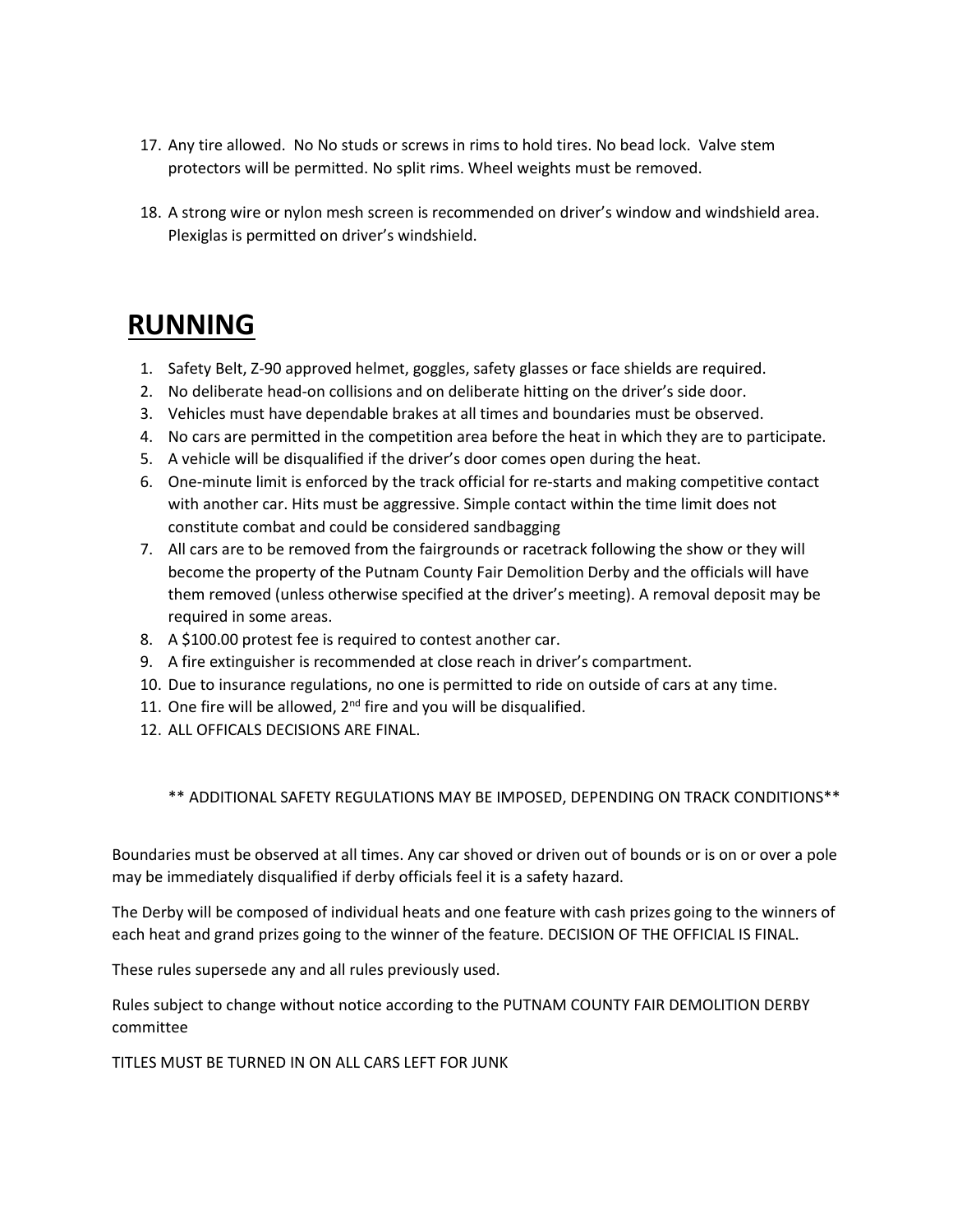17. Any tire allowed. No No studs or screws in rims to hold tires. No bead lock. Valve stem protectors will be permitted. No split rims. Wheel weights must be removed.

18. A strong wire or nylon mesh screen is recommended on driver's window and windshield area. Plexiglas is permitted on driver's windshield.

# <u>RUNNING</u>

1. Safety Belt, Z-90 approved helmet, goggles, safety glasses or face shields are required.
2. No deliberate head-on collisions and on deliberate hitting on the driver's side door.
3. Vehicles must have dependable brakes at all times and boundaries must be observed.
4. No cars are permitted in the competition area before the heat in which they are to participate.
5. A vehicle will be disqualified if the driver's door comes open during the heat.
6. One-minute limit is enforced by the track official for re-starts and making competitive contact with another car. Hits must be aggressive. Simple contact within the time limit does not constitute combat and could be considered sandbagging
7. All cars are to be removed from the fairgrounds or racetrack following the show or they will become the property of the Putnam County Fair Demolition Derby and the officials will have them removed (unless otherwise specified at the driver's meeting). A removal deposit may be required in some areas.
8. A $100.00 protest fee is required to contest another car.
9. A fire extinguisher is recommended at close reach in driver's compartment.
10. Due to insurance regulations, no one is permitted to ride on outside of cars at any time.
11. One fire will be allowed, 2nd fire and you will be disqualified.
12. ALL OFFICALS DECISIONS ARE FINAL.

** ADDITIONAL SAFETY REGULATIONS MAY BE IMPOSED, DEPENDING ON TRACK CONDITIONS**

Boundaries must be observed at all times. Any car shoved or driven out of bounds or is on or over a pole may be immediately disqualified if derby officials feel it is a safety hazard.

The Derby will be composed of individual heats and one feature with cash prizes going to the winners of each heat and grand prizes going to the winner of the feature. DECISION OF THE OFFICIAL IS FINAL.

These rules supersede any and all rules previously used.

Rules subject to change without notice according to the PUTNAM COUNTY FAIR DEMOLITION DERBY committee

TITLES MUST BE TURNED IN ON ALL CARS LEFT FOR JUNK